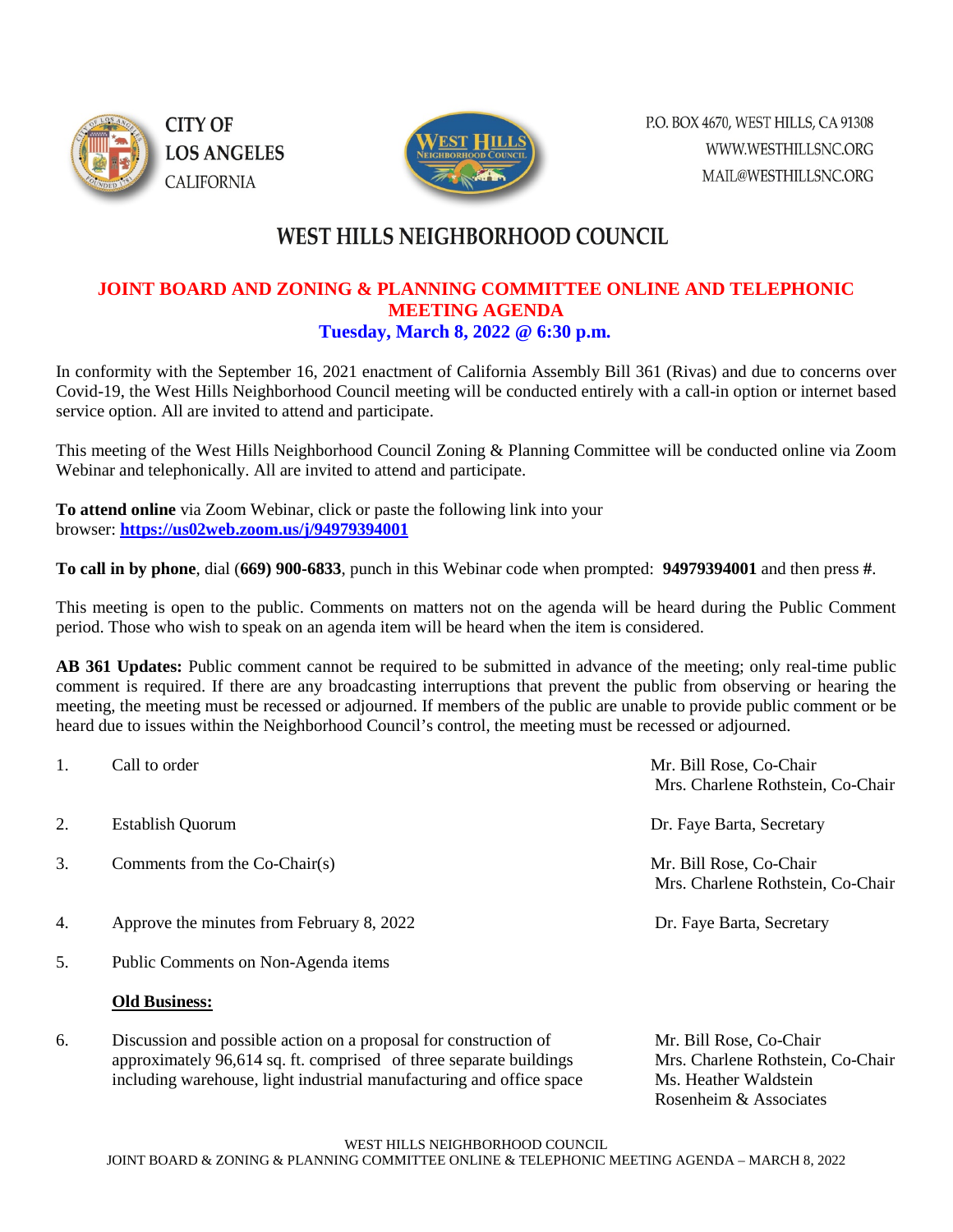CITY OF LOS ANGELES CALIFORNIA

P.O. BOX 4670, WEST HILLS, CA 91308
WWW.WESTHILLSNC.ORG
MAIL@WESTHILLSNC.ORG

# WEST HILLS NEIGHBORHOOD COUNCIL

## JOINT BOARD AND ZONING & PLANNING COMMITTEE ONLINE AND TELEPHONIC MEETING AGENDA

**Tuesday, March 8, 2022 @ 6:30 p.m.**

In conformity with the September 16, 2021 enactment of California Assembly Bill 361 (Rivas) and due to concerns over Covid-19, the West Hills Neighborhood Council meeting will be conducted entirely with a call-in option or internet based service option. All are invited to attend and participate.

This meeting of the West Hills Neighborhood Council Zoning & Planning Committee will be conducted online via Zoom Webinar and telephonically. All are invited to attend and participate.

**To attend online** via Zoom Webinar, click or paste the following link into your browser: **https://us02web.zoom.us/j/94979394001**

**To call in by phone**, dial **(669) 900-6833**, punch in this Webinar code when prompted: **94979394001** and then press **#**.

This meeting is open to the public. Comments on matters not on the agenda will be heard during the Public Comment period. Those who wish to speak on an agenda item will be heard when the item is considered.

**AB 361 Updates:** Public comment cannot be required to be submitted in advance of the meeting; only real-time public comment is required. If there are any broadcasting interruptions that prevent the public from observing or hearing the meeting, the meeting must be recessed or adjourned. If members of the public are unable to provide public comment or be heard due to issues within the Neighborhood Council's control, the meeting must be recessed or adjourned.

1. Call to order — Mr. Bill Rose, Co-Chair; Mrs. Charlene Rothstein, Co-Chair

2. Establish Quorum — Dr. Faye Barta, Secretary

3. Comments from the Co-Chair(s) — Mr. Bill Rose, Co-Chair; Mrs. Charlene Rothstein, Co-Chair

4. Approve the minutes from February 8, 2022 — Dr. Faye Barta, Secretary

5. Public Comments on Non-Agenda items

**Old Business:**

6. Discussion and possible action on a proposal for construction of approximately 96,614 sq. ft. comprised of three separate buildings including warehouse, light industrial manufacturing and office space — Mr. Bill Rose, Co-Chair; Mrs. Charlene Rothstein, Co-Chair; Ms. Heather Waldstein, Rosenheim & Associates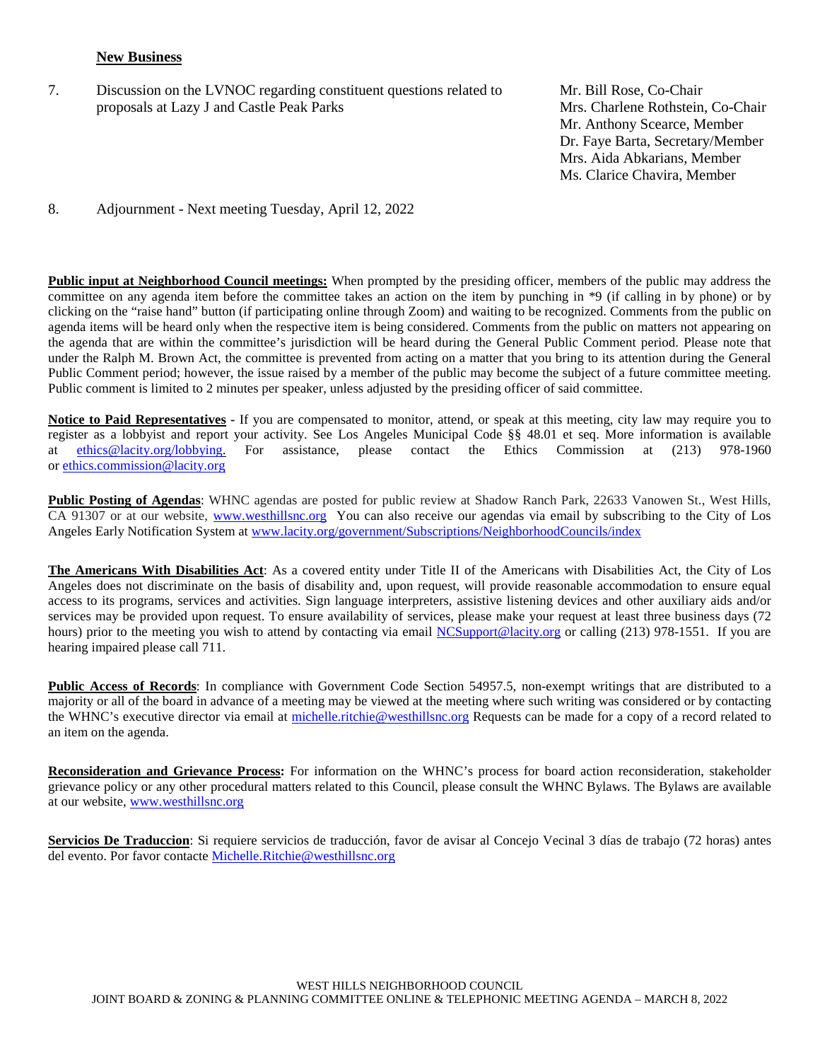## New Business

7. Discussion on the LVNOC regarding constituent questions related to proposals at Lazy J and Castle Peak Parks

   Mr. Bill Rose, Co-Chair
   Mrs. Charlene Rothstein, Co-Chair
   Mr. Anthony Scearce, Member
   Dr. Faye Barta, Secretary/Member
   Mrs. Aida Abkarians, Member
   Ms. Clarice Chavira, Member

8. Adjournment - Next meeting Tuesday, April 12, 2022

**Public input at Neighborhood Council meetings:** When prompted by the presiding officer, members of the public may address the committee on any agenda item before the committee takes an action on the item by punching in *9 (if calling in by phone) or by clicking on the "raise hand" button (if participating online through Zoom) and waiting to be recognized. Comments from the public on agenda items will be heard only when the respective item is being considered. Comments from the public on matters not appearing on the agenda that are within the committee's jurisdiction will be heard during the General Public Comment period. Please note that under the Ralph M. Brown Act, the committee is prevented from acting on a matter that you bring to its attention during the General Public Comment period; however, the issue raised by a member of the public may become the subject of a future committee meeting. Public comment is limited to 2 minutes per speaker, unless adjusted by the presiding officer of said committee.

**Notice to Paid Representatives** - If you are compensated to monitor, attend, or speak at this meeting, city law may require you to register as a lobbyist and report your activity. See Los Angeles Municipal Code §§ 48.01 et seq. More information is available at ethics@lacity.org/lobbying. For assistance, please contact the Ethics Commission at (213) 978-1960 or ethics.commission@lacity.org

**Public Posting of Agendas**: WHNC agendas are posted for public review at Shadow Ranch Park, 22633 Vanowen St., West Hills, CA 91307 or at our website, www.westhillsnc.org You can also receive our agendas via email by subscribing to the City of Los Angeles Early Notification System at www.lacity.org/government/Subscriptions/NeighborhoodCouncils/index

**The Americans With Disabilities Act**: As a covered entity under Title II of the Americans with Disabilities Act, the City of Los Angeles does not discriminate on the basis of disability and, upon request, will provide reasonable accommodation to ensure equal access to its programs, services and activities. Sign language interpreters, assistive listening devices and other auxiliary aids and/or services may be provided upon request. To ensure availability of services, please make your request at least three business days (72 hours) prior to the meeting you wish to attend by contacting via email NCSupport@lacity.org or calling (213) 978-1551. If you are hearing impaired please call 711.

**Public Access of Records**: In compliance with Government Code Section 54957.5, non-exempt writings that are distributed to a majority or all of the board in advance of a meeting may be viewed at the meeting where such writing was considered or by contacting the WHNC's executive director via email at michelle.ritchie@westhillsnc.org Requests can be made for a copy of a record related to an item on the agenda.

**Reconsideration and Grievance Process:** For information on the WHNC's process for board action reconsideration, stakeholder grievance policy or any other procedural matters related to this Council, please consult the WHNC Bylaws. The Bylaws are available at our website, www.westhillsnc.org

**Servicios De Traduccion**: Si requiere servicios de traducción, favor de avisar al Concejo Vecinal 3 días de trabajo (72 horas) antes del evento. Por favor contacte Michelle.Ritchie@westhillsnc.org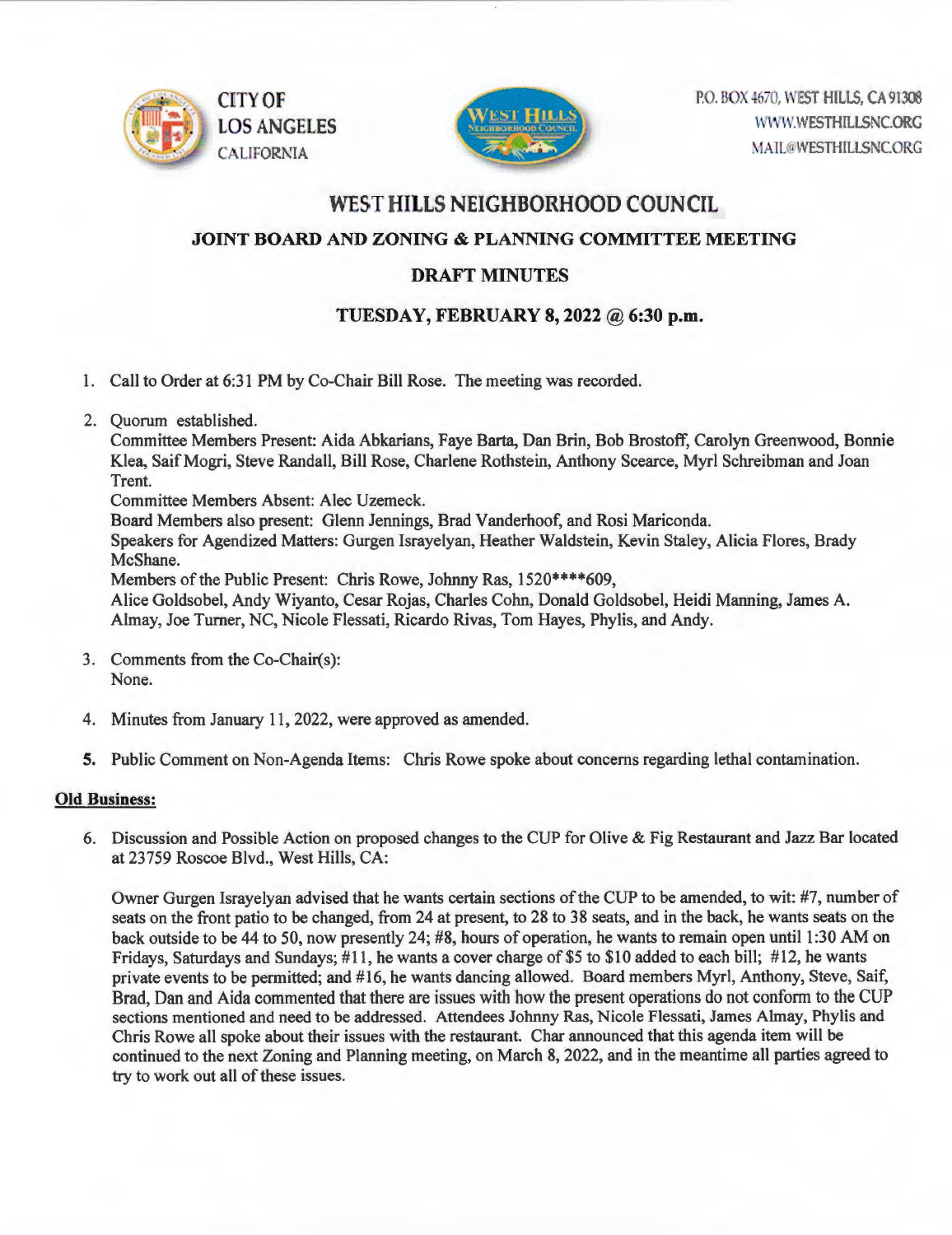CITY OF LOS ANGELES CALIFORNIA

P.O. BOX 4670, WEST HILLS, CA 91308
WWW.WESTHILLSNC.ORG
MAIL@WESTHILLSNC.ORG

# WEST HILLS NEIGHBORHOOD COUNCIL

## JOINT BOARD AND ZONING & PLANNING COMMITTEE MEETING

## DRAFT MINUTES

## TUESDAY, FEBRUARY 8, 2022 @ 6:30 p.m.

1. Call to Order at 6:31 PM by Co-Chair Bill Rose. The meeting was recorded.

2. Quorum established.
   Committee Members Present: Aida Abkarians, Faye Barta, Dan Brin, Bob Brostoff, Carolyn Greenwood, Bonnie Klea, Saif Mogri, Steve Randall, Bill Rose, Charlene Rothstein, Anthony Scearce, Myrl Schreibman and Joan Trent.
   Committee Members Absent: Alec Uzemeck.
   Board Members also present: Glenn Jennings, Brad Vanderhoof, and Rosi Mariconda.
   Speakers for Agendized Matters: Gurgen Israyelyan, Heather Waldstein, Kevin Staley, Alicia Flores, Brady McShane.
   Members of the Public Present: Chris Rowe, Johnny Ras, 1520****609,
   Alice Goldsobel, Andy Wiyanto, Cesar Rojas, Charles Cohn, Donald Goldsobel, Heidi Manning, James A. Almay, Joe Turner, NC, Nicole Flessati, Ricardo Rivas, Tom Hayes, Phylis, and Andy.

3. Comments from the Co-Chair(s):
   None.

4. Minutes from January 11, 2022, were approved as amended.

5. **Public Comment on Non-Agenda Items:** Chris Rowe spoke about concerns regarding lethal contamination.

**Old Business:**

6. Discussion and Possible Action on proposed changes to the CUP for Olive & Fig Restaurant and Jazz Bar located at 23759 Roscoe Blvd., West Hills, CA:

   Owner Gurgen Israyelyan advised that he wants certain sections of the CUP to be amended, to wit: #7, number of seats on the front patio to be changed, from 24 at present, to 28 to 38 seats, and in the back, he wants seats on the back outside to be 44 to 50, now presently 24; #8, hours of operation, he wants to remain open until 1:30 AM on Fridays, Saturdays and Sundays; #11, he wants a cover charge of $5 to $10 added to each bill; #12, he wants private events to be permitted; and #16, he wants dancing allowed. Board members Myrl, Anthony, Steve, Saif, Brad, Dan and Aida commented that there are issues with how the present operations do not conform to the CUP sections mentioned and need to be addressed. Attendees Johnny Ras, Nicole Flessati, James Almay, Phylis and Chris Rowe all spoke about their issues with the restaurant. Char announced that this agenda item will be continued to the next Zoning and Planning meeting, on March 8, 2022, and in the meantime all parties agreed to try to work out all of these issues.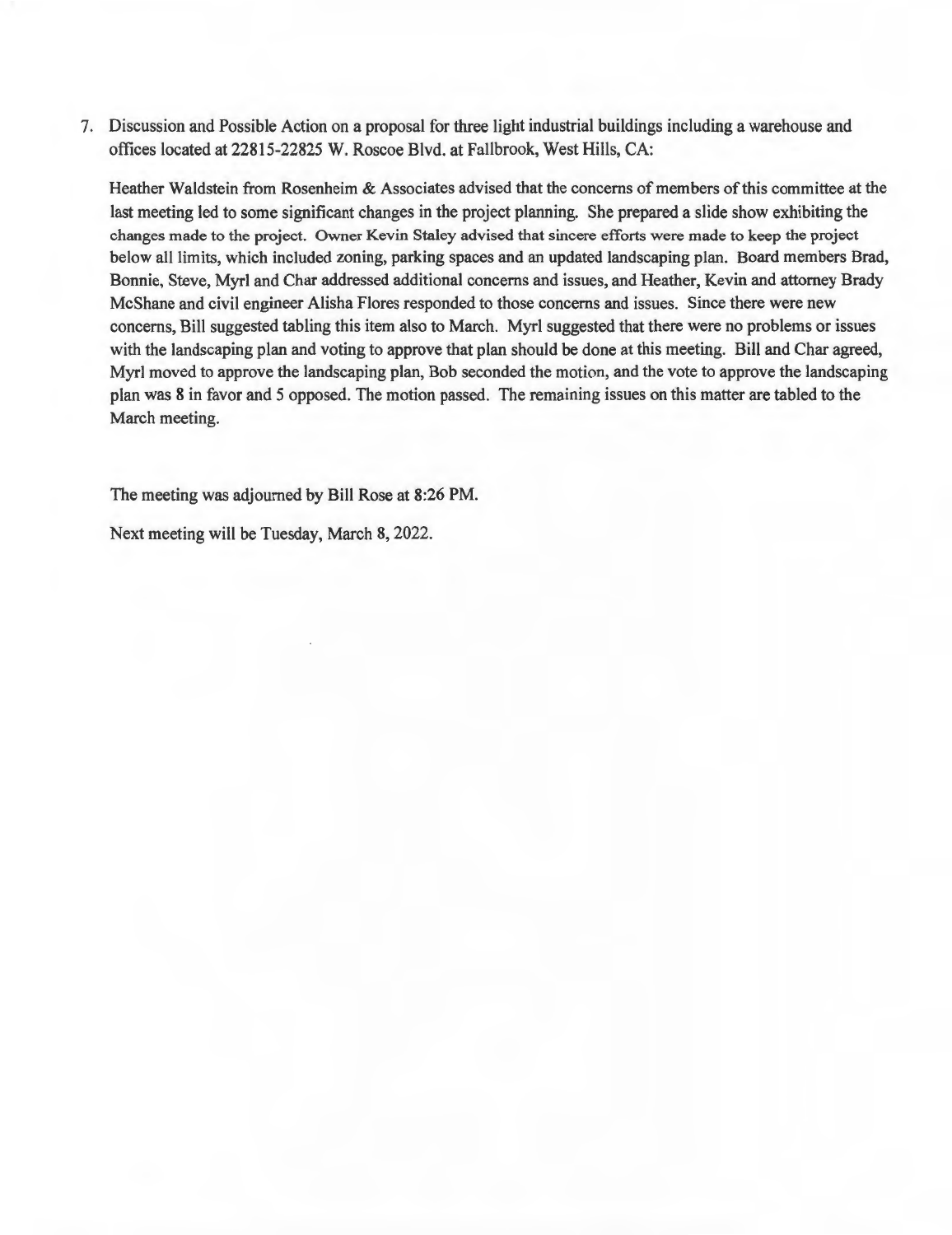7. Discussion and Possible Action on a proposal for three light industrial buildings including a warehouse and offices located at 22815-22825 W. Roscoe Blvd. at Fallbrook, West Hills, CA:

   Heather Waldstein from Rosenheim & Associates advised that the concerns of members of this committee at the last meeting led to some significant changes in the project planning. She prepared a slide show exhibiting the changes made to the project. Owner Kevin Staley advised that sincere efforts were made to keep the project below all limits, which included zoning, parking spaces and an updated landscaping plan. Board members Brad, Bonnie, Steve, Myrl and Char addressed additional concerns and issues, and Heather, Kevin and attorney Brady McShane and civil engineer Alisha Flores responded to those concerns and issues. Since there were new concerns, Bill suggested tabling this item also to March. Myrl suggested that there were no problems or issues with the landscaping plan and voting to approve that plan should be done at this meeting. Bill and Char agreed, Myrl moved to approve the landscaping plan, Bob seconded the motion, and the vote to approve the landscaping plan was 8 in favor and 5 opposed. The motion passed. The remaining issues on this matter are tabled to the March meeting.

The meeting was adjourned by Bill Rose at 8:26 PM.

Next meeting will be Tuesday, March 8, 2022.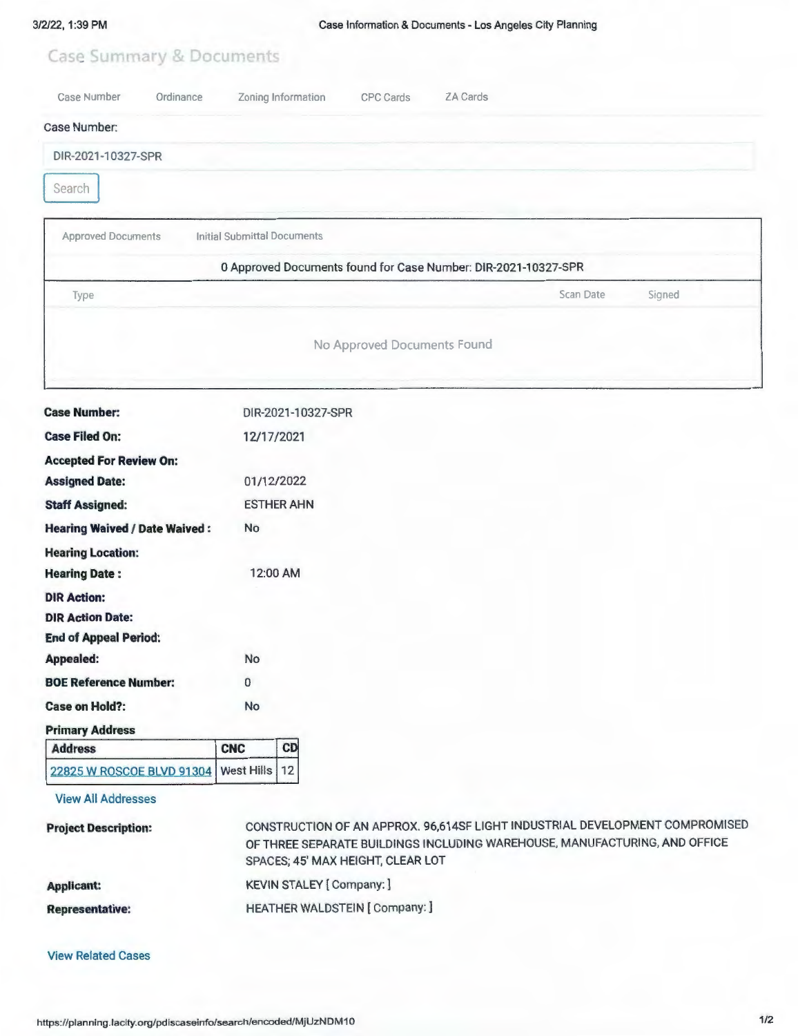## Case Summary & Documents

Case Number | Ordinance | Zoning Information | CPC Cards | ZA Cards

Case Number:

DIR-2021-10327-SPR

Search

Approved Documents | Initial Submittal Documents

0 Approved Documents found for Case Number: DIR-2021-10327-SPR

| Type | Scan Date | Signed |
|---|---|---|
| No Approved Documents Found | | |

**Case Number:** DIR-2021-10327-SPR

**Case Filed On:** 12/17/2021

**Accepted For Review On:**

**Assigned Date:** 01/12/2022

**Staff Assigned:** ESTHER AHN

**Hearing Waived / Date Waived :** No

**Hearing Location:**

**Hearing Date :** 12:00 AM

**DIR Action:**

**DIR Action Date:**

**End of Appeal Period:**

**Appealed:** No

**BOE Reference Number:** 0

**Case on Hold?:** No

**Primary Address**

| Address | CNC | CD |
|---|---|---|
| 22825 W ROSCOE BLVD 91304 | West Hills | 12 |

View All Addresses

**Project Description:** CONSTRUCTION OF AN APPROX. 96,614SF LIGHT INDUSTRIAL DEVELOPMENT COMPROMISED OF THREE SEPARATE BUILDINGS INCLUDING WAREHOUSE, MANUFACTURING, AND OFFICE SPACES; 45' MAX HEIGHT, CLEAR LOT

**Applicant:** KEVIN STALEY [ Company: ]

**Representative:** HEATHER WALDSTEIN [ Company: ]

View Related Cases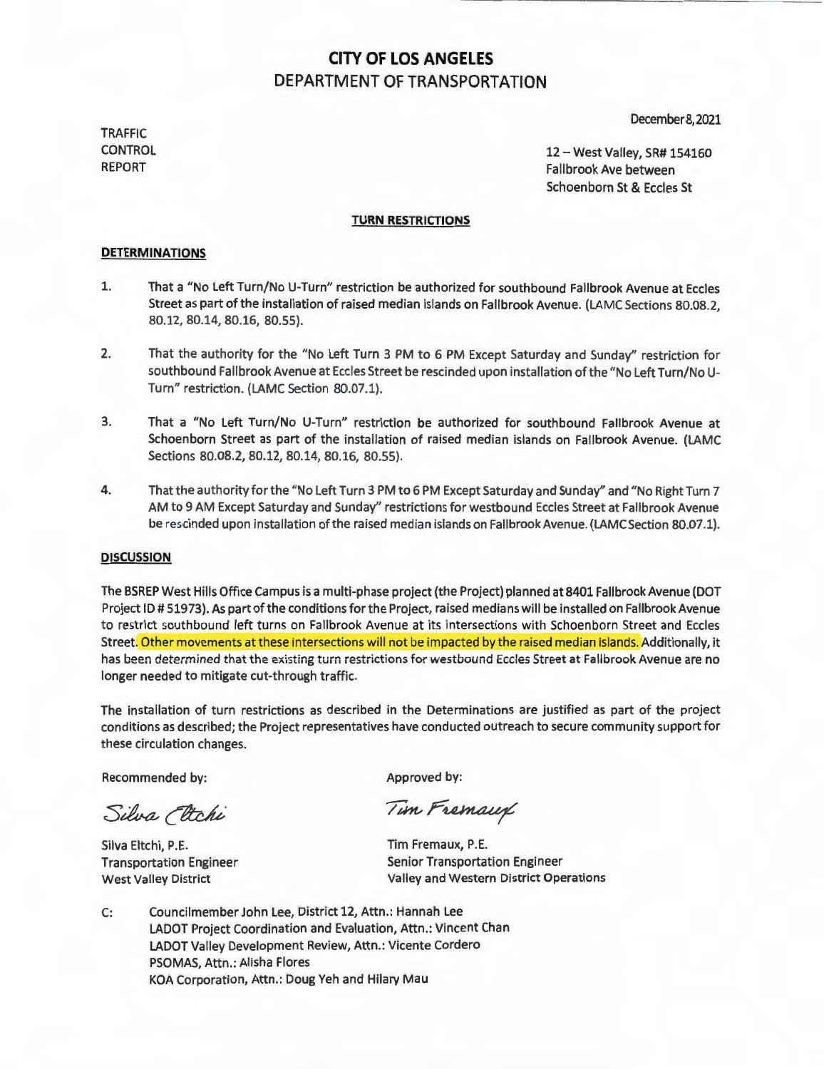# CITY OF LOS ANGELES
## DEPARTMENT OF TRANSPORTATION

December 8, 2021

TRAFFIC
CONTROL
REPORT

12 – West Valley, SR# 154160
Fallbrook Ave between
Schoenborn St & Eccles St

**TURN RESTRICTIONS**

**DETERMINATIONS**

1. That a "No Left Turn/No U-Turn" restriction be authorized for southbound Fallbrook Avenue at Eccles Street as part of the installation of raised median islands on Fallbrook Avenue. (LAMC Sections 80.08.2, 80.12, 80.14, 80.16, 80.55).

2. That the authority for the "No Left Turn 3 PM to 6 PM Except Saturday and Sunday" restriction for southbound Fallbrook Avenue at Eccles Street be rescinded upon installation of the "No Left Turn/No U-Turn" restriction. (LAMC Section 80.07.1).

3. That a "No Left Turn/No U-Turn" restriction be authorized for southbound Fallbrook Avenue at Schoenborn Street as part of the installation of raised median islands on Fallbrook Avenue. (LAMC Sections 80.08.2, 80.12, 80.14, 80.16, 80.55).

4. That the authority for the "No Left Turn 3 PM to 6 PM Except Saturday and Sunday" and "No Right Turn 7 AM to 9 AM Except Saturday and Sunday" restrictions for westbound Eccles Street at Fallbrook Avenue be rescinded upon installation of the raised median islands on Fallbrook Avenue. (LAMC Section 80.07.1).

**DISCUSSION**

The BSREP West Hills Office Campus is a multi-phase project (the Project) planned at 8401 Fallbrook Avenue (DOT Project ID # 51973). As part of the conditions for the Project, raised medians will be installed on Fallbrook Avenue to restrict southbound left turns on Fallbrook Avenue at its intersections with Schoenborn Street and Eccles Street. Other movements at these intersections will not be impacted by the raised median islands. Additionally, it has been determined that the existing turn restrictions for westbound Eccles Street at Fallbrook Avenue are no longer needed to mitigate cut-through traffic.

The installation of turn restrictions as described in the Determinations are justified as part of the project conditions as described; the Project representatives have conducted outreach to secure community support for these circulation changes.

Recommended by:

*Silva Eltchi*

Silva Eltchi, P.E.
Transportation Engineer
West Valley District

Approved by:

*Tim Fremaux*

Tim Fremaux, P.E.
Senior Transportation Engineer
Valley and Western District Operations

C: Councilmember John Lee, District 12, Attn.: Hannah Lee
LADOT Project Coordination and Evaluation, Attn.: Vincent Chan
LADOT Valley Development Review, Attn.: Vicente Cordero
PSOMAS, Attn.: Alisha Flores
KOA Corporation, Attn.: Doug Yeh and Hilary Mau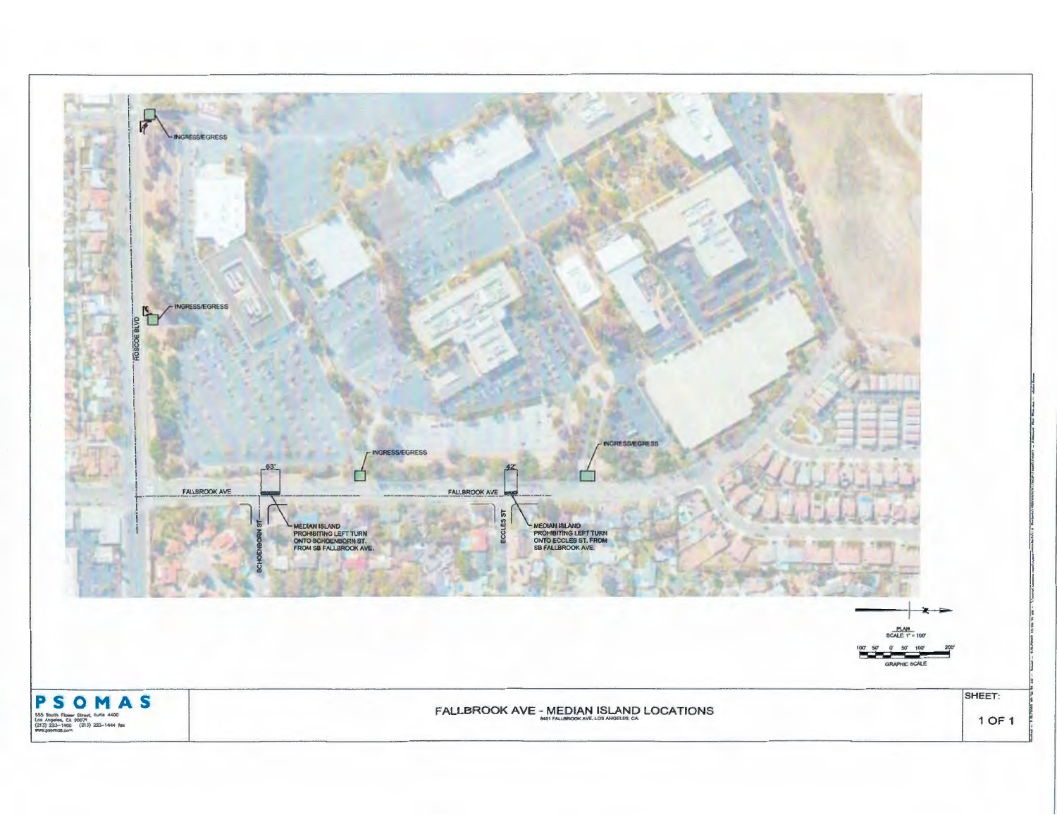INGRESS/EGRESS

INGRESS/EGRESS

ROSCOE BLVD

INGRESS/EGRESS

INGRESS/EGRESS

63'

42'

FALLBROOK AVE

FALLBROOK AVE

SCHOENBORN ST

MEDIAN ISLAND PROHIBITING LEFT TURN ONTO SCHOENBORN ST. FROM SB FALLBROOK AVE.

ECCLES ST

MEDIAN ISLAND PROHIBITING LEFT TURN ONTO ECCLES ST. FROM SB FALLBROOK AVE.

PLAN
SCALE: 1" = 100'

100' 50' 0' 50' 100' 200'
GRAPHIC SCALE

**PSOMAS**
555 South Flower Street, Suite 4400
Los Angeles, CA 90071
(213) 223-1400 (213) 223-1444 fax
www.psomas.com

# FALLBROOK AVE - MEDIAN ISLAND LOCATIONS

6401 FALLBROOK AVE, LOS ANGELES, CA

SHEET:
1 OF 1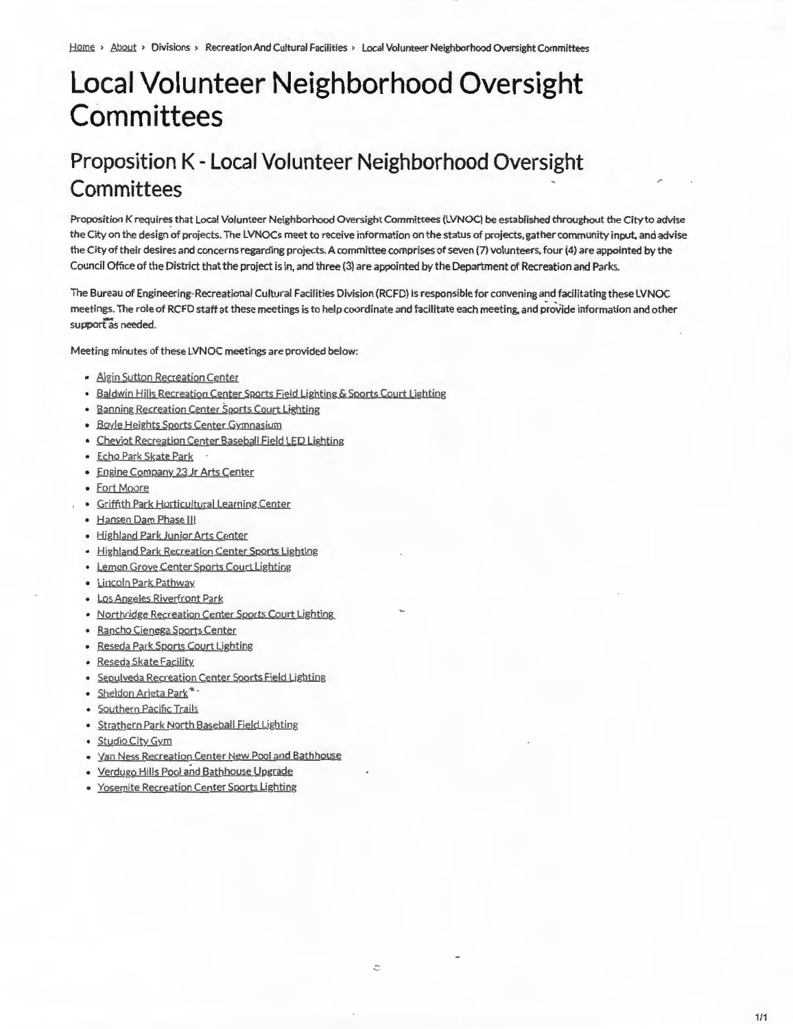Home › About › Divisions › Recreation And Cultural Facilities › Local Volunteer Neighborhood Oversight Committees

# Local Volunteer Neighborhood Oversight Committees

## Proposition K - Local Volunteer Neighborhood Oversight Committees

Proposition K requires that Local Volunteer Neighborhood Oversight Committees (LVNOC) be established throughout the City to advise the City on the design of projects. The LVNOCs meet to receive information on the status of projects, gather community input, and advise the City of their desires and concerns regarding projects. A committee comprises of seven (7) volunteers, four (4) are appointed by the Council Office of the District that the project is in, and three (3) are appointed by the Department of Recreation and Parks.

The Bureau of Engineering-Recreational Cultural Facilities Division (RCFD) is responsible for convening and facilitating these LVNOC meetings. The role of RCFD staff at these meetings is to help coordinate and facilitate each meeting, and provide information and other support as needed.

Meeting minutes of these LVNOC meetings are provided below:

- Algin Sutton Recreation Center
- Baldwin Hills Recreation Center Sports Field Lighting & Sports Court Lighting
- Banning Recreation Center Sports Court Lighting
- Boyle Heights Sports Center Gymnasium
- Cheviot Recreation Center Baseball Field LED Lighting
- Echo Park Skate Park
- Engine Company 23 Jr Arts Center
- Fort Moore
- Griffith Park Horticultural Learning Center
- Hansen Dam Phase III
- Highland Park Junior Arts Center
- Highland Park Recreation Center Sports Lighting
- Lemon Grove Center Sports Court Lighting
- Lincoln Park Pathway
- Los Angeles Riverfront Park
- Northridge Recreation Center Sports Court Lighting
- Rancho Cienega Sports Center
- Reseda Park Sports Court Lighting
- Reseda Skate Facility
- Sepulveda Recreation Center Sports Field Lighting
- Sheldon Arleta Park
- Southern Pacific Trails
- Strathern Park North Baseball Field Lighting
- Studio City Gym
- Van Ness Recreation Center New Pool and Bathhouse
- Verdugo Hills Pool and Bathhouse Upgrade
- Yosemite Recreation Center Sports Lighting